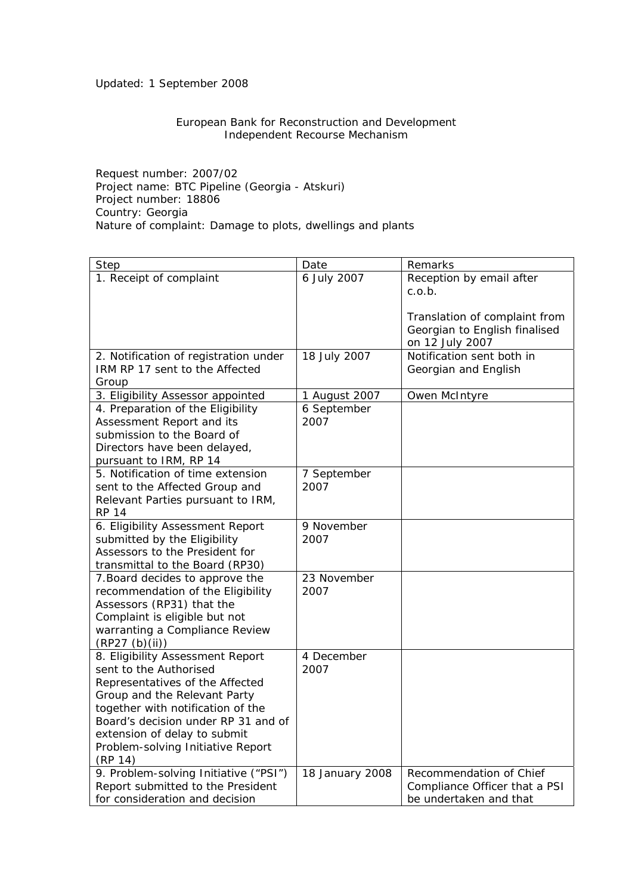Updated: 1 September 2008

European Bank for Reconstruction and Development
Independent Recourse Mechanism

Request number: 2007/02
Project name: BTC Pipeline (Georgia - Atskuri)
Project number: 18806
Country: Georgia
Nature of complaint: Damage to plots, dwellings and plants

| Step | Date | Remarks |
|---|---|---|
| 1. Receipt of complaint | 6 July 2007 | Reception by email after c.o.b.<br><br>Translation of complaint from Georgian to English finalised on 12 July 2007 |
| 2. Notification of registration under IRM RP 17 sent to the Affected Group | 18 July 2007 | Notification sent both in Georgian and English |
| 3. Eligibility Assessor appointed | 1 August 2007 | Owen McIntyre |
| 4. Preparation of the Eligibility Assessment Report and its submission to the Board of Directors have been delayed, pursuant to IRM, RP 14 | 6 September 2007 | |
| 5. Notification of time extension sent to the Affected Group and Relevant Parties pursuant to IRM, RP 14 | 7 September 2007 | |
| 6. Eligibility Assessment Report submitted by the Eligibility Assessors to the President for transmittal to the Board (RP30) | 9 November 2007 | |
| 7.Board decides to approve the recommendation of the Eligibility Assessors (RP31) that the Complaint is eligible but not warranting a Compliance Review (RP27 (b)(ii)) | 23 November 2007 | |
| 8. Eligibility Assessment Report sent to the Authorised Representatives of the Affected Group and the Relevant Party together with notification of the Board's decision under RP 31 and of extension of delay to submit Problem-solving Initiative Report (RP 14) | 4 December 2007 | |
| 9. Problem-solving Initiative ("PSI") Report submitted to the President for consideration and decision | 18 January 2008 | Recommendation of Chief Compliance Officer that a PSI be undertaken and that |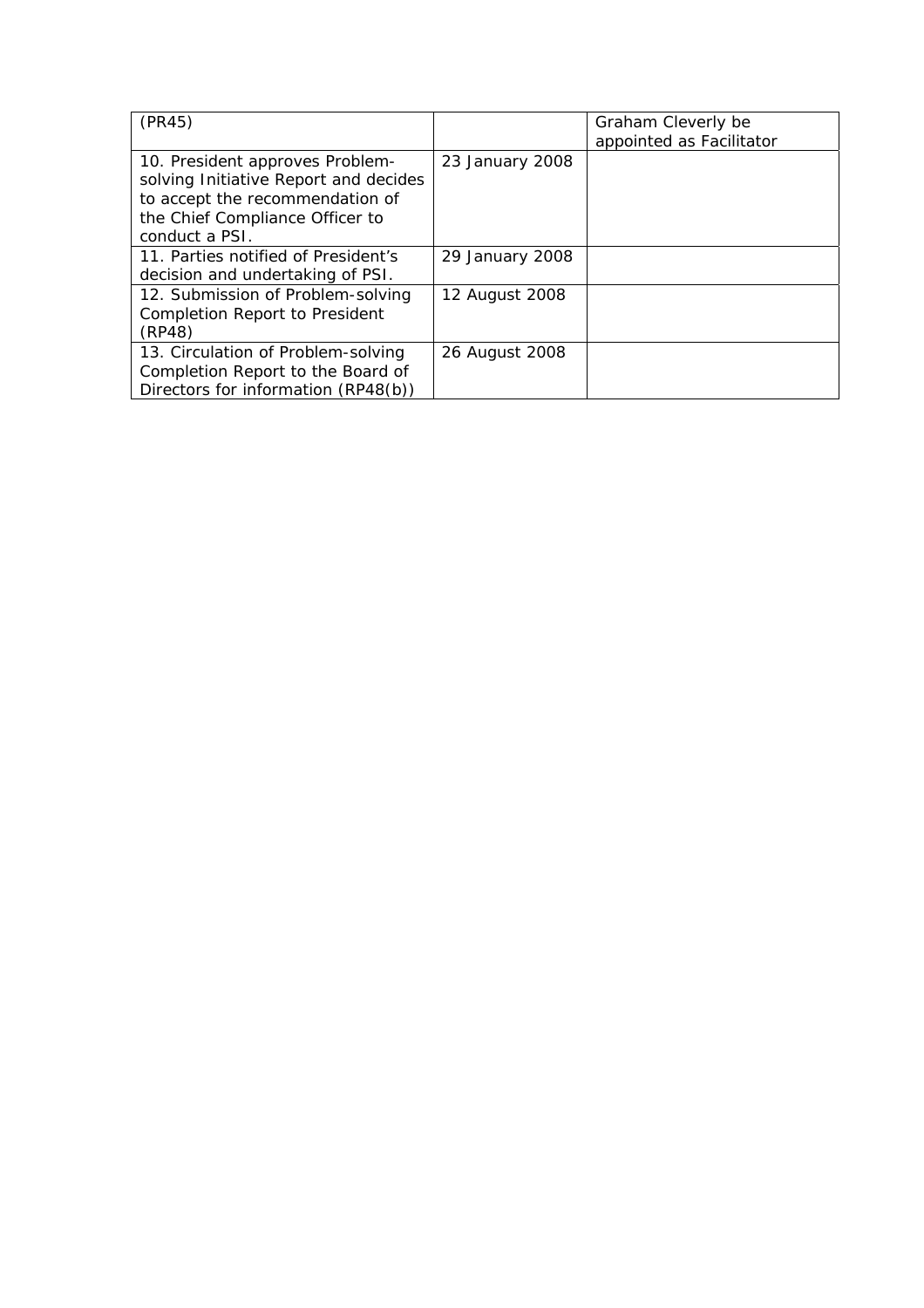| | | |
|---|---|---|
| (PR45) | | Graham Cleverly be appointed as Facilitator |
| 10. President approves Problem-solving Initiative Report and decides to accept the recommendation of the Chief Compliance Officer to conduct a PSI. | 23 January 2008 | |
| 11. Parties notified of President's decision and undertaking of PSI. | 29 January 2008 | |
| 12. Submission of Problem-solving Completion Report to President (RP48) | 12 August 2008 | |
| 13. Circulation of Problem-solving Completion Report to the Board of Directors for information (RP48(b)) | 26 August 2008 | |